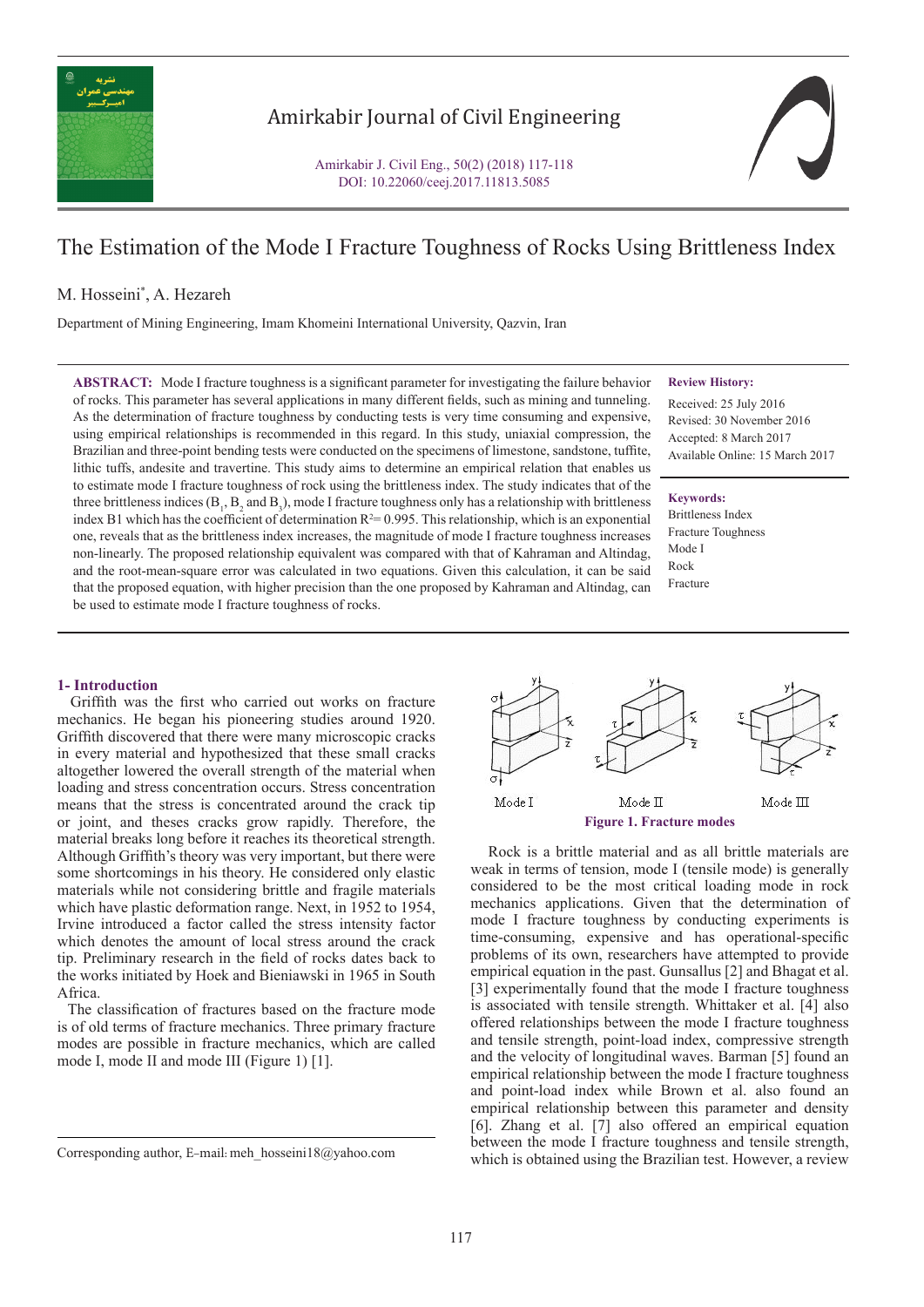# The Estimation of the Mode I Fracture Toughness of Rocks Using Brittleness Index

M. Hosseini*, A. Hezareh

Department of Mining Engineering, Imam Khomeini International University, Qazvin, Iran

**ABSTRACT:** Mode I fracture toughness is a significant parameter for investigating the failure behavior of rocks. This parameter has several applications in many different fields, such as mining and tunneling. As the determination of fracture toughness by conducting tests is very time consuming and expensive, using empirical relationships is recommended in this regard. In this study, uniaxial compression, the Brazilian and three-point bending tests were conducted on the specimens of limestone, sandstone, tuffite, lithic tuffs, andesite and travertine. This study aims to determine an empirical relation that enables us to estimate mode I fracture toughness of rock using the brittleness index. The study indicates that of the three brittleness indices ($B_1$, $B_2$ and $B_3$), mode I fracture toughness only has a relationship with brittleness index B1 which has the coefficient of determination $R^2$= 0.995. This relationship, which is an exponential one, reveals that as the brittleness index increases, the magnitude of mode I fracture toughness increases non-linearly. The proposed relationship equivalent was compared with that of Kahraman and Altindag, and the root-mean-square error was calculated in two equations. Given this calculation, it can be said that the proposed equation, with higher precision than the one proposed by Kahraman and Altindag, can be used to estimate mode I fracture toughness of rocks.

**Review History:**

Received: 25 July 2016
Revised: 30 November 2016
Accepted: 8 March 2017
Available Online: 15 March 2017

**Keywords:**

Brittleness Index
Fracture Toughness
Mode I
Rock
Fracture

## 1- Introduction

Griffith was the first who carried out works on fracture mechanics. He began his pioneering studies around 1920. Griffith discovered that there were many microscopic cracks in every material and hypothesized that these small cracks altogether lowered the overall strength of the material when loading and stress concentration occurs. Stress concentration means that the stress is concentrated around the crack tip or joint, and theses cracks grow rapidly. Therefore, the material breaks long before it reaches its theoretical strength. Although Griffith's theory was very important, but there were some shortcomings in his theory. He considered only elastic materials while not considering brittle and fragile materials which have plastic deformation range. Next, in 1952 to 1954, Irvine introduced a factor called the stress intensity factor which denotes the amount of local stress around the crack tip. Preliminary research in the field of rocks dates back to the works initiated by Hoek and Bieniawski in 1965 in South Africa.

The classification of fractures based on the fracture mode is of old terms of fracture mechanics. Three primary fracture modes are possible in fracture mechanics, which are called mode I, mode II and mode III (Figure 1) [1].

**Figure 1. Fracture modes**

Rock is a brittle material and as all brittle materials are weak in terms of tension, mode I (tensile mode) is generally considered to be the most critical loading mode in rock mechanics applications. Given that the determination of mode I fracture toughness by conducting experiments is time-consuming, expensive and has operational-specific problems of its own, researchers have attempted to provide empirical equation in the past. Gunsallus [2] and Bhagat et al. [3] experimentally found that the mode I fracture toughness is associated with tensile strength. Whittaker et al. [4] also offered relationships between the mode I fracture toughness and tensile strength, point-load index, compressive strength and the velocity of longitudinal waves. Barman [5] found an empirical relationship between the mode I fracture toughness and point-load index while Brown et al. also found an empirical relationship between this parameter and density [6]. Zhang et al. [7] also offered an empirical equation between the mode I fracture toughness and tensile strength, which is obtained using the Brazilian test. However, a review

Corresponding author, E-mail: meh_hosseini18@yahoo.com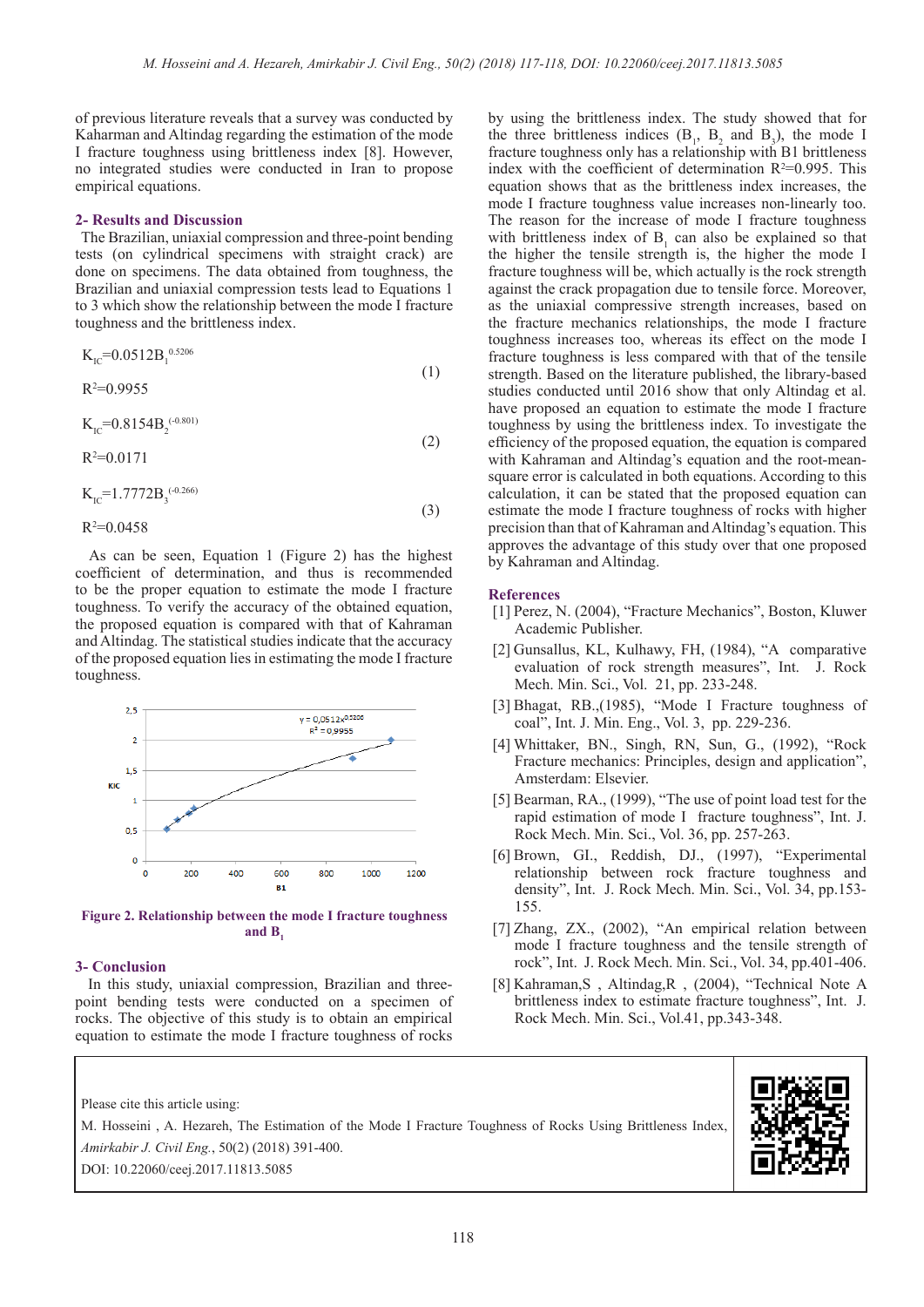of previous literature reveals that a survey was conducted by Kaharman and Altindag regarding the estimation of the mode I fracture toughness using brittleness index [8]. However, no integrated studies were conducted in Iran to propose empirical equations.

## 2- Results and Discussion

The Brazilian, uniaxial compression and three-point bending tests (on cylindrical specimens with straight crack) are done on specimens. The data obtained from toughness, the Brazilian and uniaxial compression tests lead to Equations 1 to 3 which show the relationship between the mode I fracture toughness and the brittleness index.

$$K_{IC}=0.0512B_1^{0.5206} \quad R^2=0.9955 \tag{1}$$

$$K_{IC}=0.8154B_2^{(-0.801)} \quad R^2=0.0171 \tag{2}$$

$$K_{IC}=1.7772B_3^{(-0.266)} \quad R^2=0.0458 \tag{3}$$

As can be seen, Equation 1 (Figure 2) has the highest coefficient of determination, and thus is recommended to be the proper equation to estimate the mode I fracture toughness. To verify the accuracy of the obtained equation, the proposed equation is compared with that of Kahraman and Altindag. The statistical studies indicate that the accuracy of the proposed equation lies in estimating the mode I fracture toughness.

y = 0,0512x^0,5206
R² = 0,9955
KIC
B1
0 200 400 600 800 1000 1200
0 0,5 1 1,5 2 2,5

**Figure 2. Relationship between the mode I fracture toughness and $B_1$**

## 3- Conclusion

In this study, uniaxial compression, Brazilian and three-point bending tests were conducted on a specimen of rocks. The objective of this study is to obtain an empirical equation to estimate the mode I fracture toughness of rocks by using the brittleness index. The study showed that for the three brittleness indices ($B_1$, $B_2$ and $B_3$), the mode I fracture toughness only has a relationship with B1 brittleness index with the coefficient of determination $R^2=0.995$. This equation shows that as the brittleness index increases, the mode I fracture toughness value increases non-linearly too. The reason for the increase of mode I fracture toughness with brittleness index of $B_1$ can also be explained so that the higher the tensile strength is, the higher the mode I fracture toughness will be, which actually is the rock strength against the crack propagation due to tensile force. Moreover, as the uniaxial compressive strength increases, based on the fracture mechanics relationships, the mode I fracture toughness increases too, whereas its effect on the mode I fracture toughness is less compared with that of the tensile strength. Based on the literature published, the library-based studies conducted until 2016 show that only Altindag et al. have proposed an equation to estimate the mode I fracture toughness by using the brittleness index. To investigate the efficiency of the proposed equation, the equation is compared with Kahraman and Altindag's equation and the root-mean-square error is calculated in both equations. According to this calculation, it can be stated that the proposed equation can estimate the mode I fracture toughness of rocks with higher precision than that of Kahraman and Altindag's equation. This approves the advantage of this study over that one proposed by Kahraman and Altindag.

## References

[1] Perez, N. (2004), "Fracture Mechanics", Boston, Kluwer Academic Publisher.

[2] Gunsallus, KL, Kulhawy, FH, (1984), "A comparative evaluation of rock strength measures", Int. J. Rock Mech. Min. Sci., Vol. 21, pp. 233-248.

[3] Bhagat, RB.,(1985), "Mode I Fracture toughness of coal", Int. J. Min. Eng., Vol. 3, pp. 229-236.

[4] Whittaker, BN., Singh, RN, Sun, G., (1992), "Rock Fracture mechanics: Principles, design and application", Amsterdam: Elsevier.

[5] Bearman, RA., (1999), "The use of point load test for the rapid estimation of mode I fracture toughness", Int. J. Rock Mech. Min. Sci., Vol. 36, pp. 257-263.

[6] Brown, GI., Reddish, DJ., (1997), "Experimental relationship between rock fracture toughness and density", Int. J. Rock Mech. Min. Sci., Vol. 34, pp.153-155.

[7] Zhang, ZX., (2002), "An empirical relation between mode I fracture toughness and the tensile strength of rock", Int. J. Rock Mech. Min. Sci., Vol. 34, pp.401-406.

[8] Kahraman,S , Altindag,R , (2004), "Technical Note A brittleness index to estimate fracture toughness", Int. J. Rock Mech. Min. Sci., Vol.41, pp.343-348.

Please cite this article using:

M. Hosseini , A. Hezareh, The Estimation of the Mode I Fracture Toughness of Rocks Using Brittleness Index, *Amirkabir J. Civil Eng.*, 50(2) (2018) 391-400.

DOI: 10.22060/ceej.2017.11813.5085